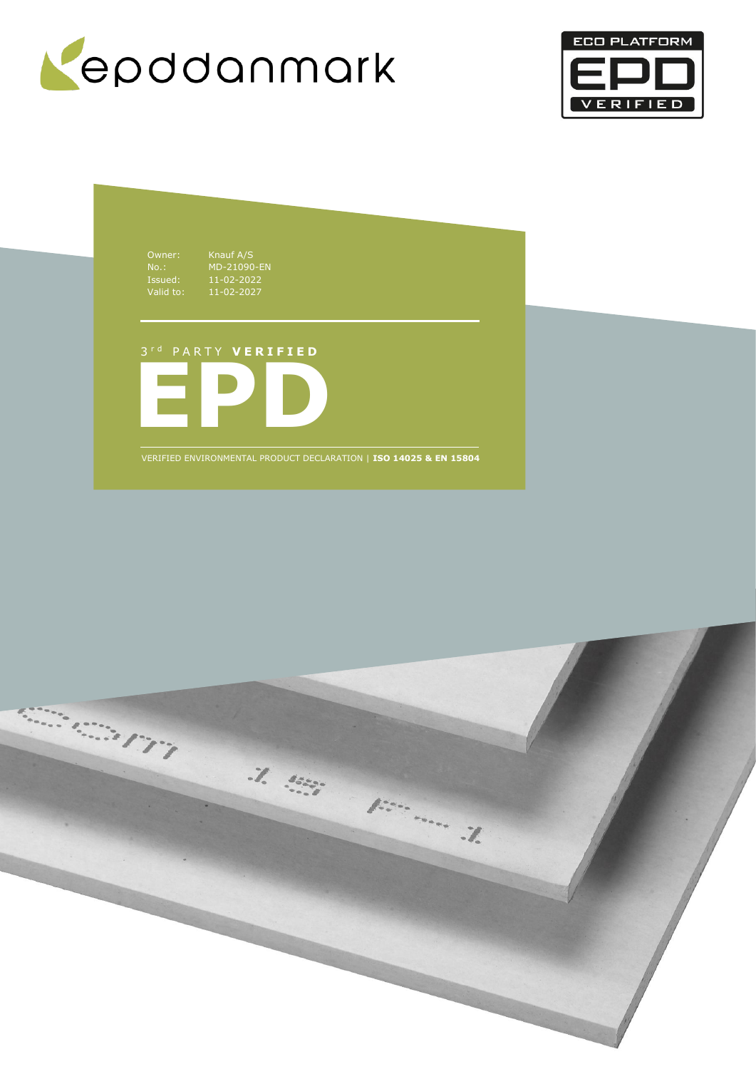epddanmark

ECO PLATFORM EPD VERIFIED

Owner: Knauf A/S
No.: MD-21090-EN
Issued: 11-02-2022
Valid to: 11-02-2027

3rd PARTY **VERIFIED**

# EPD

VERIFIED ENVIRONMENTAL PRODUCT DECLARATION | **ISO 14025 & EN 15804**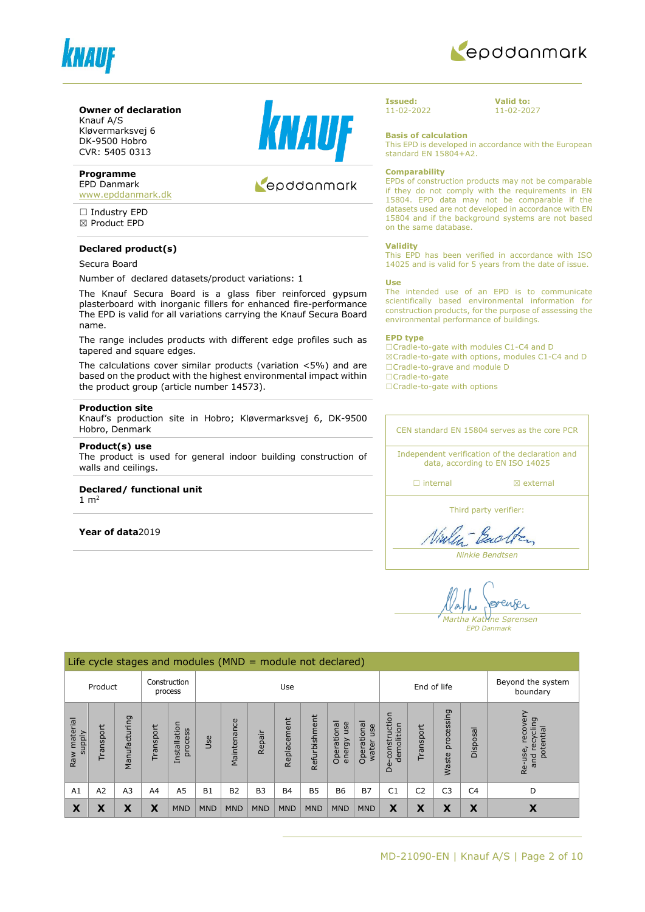**Owner of declaration**
Knauf A/S
Kløvermarksvej 6
DK-9500 Hobro
CVR: 5405 0313

**Programme**
EPD Danmark
www.epddanmark.dk

☐ Industry EPD
☒ Product EPD

**Declared product(s)**

Secura Board

Number of declared datasets/product variations: 1

The Knauf Secura Board is a glass fiber reinforced gypsum plasterboard with inorganic fillers for enhanced fire-performance The EPD is valid for all variations carrying the Knauf Secura Board name.

The range includes products with different edge profiles such as tapered and square edges.

The calculations cover similar products (variation <5%) and are based on the product with the highest environmental impact within the product group (article number 14573).

**Production site**
Knauf's production site in Hobro; Kløvermarksvej 6, DK-9500 Hobro, Denmark

**Product(s) use**
The product is used for general indoor building construction of walls and ceilings.

**Declared/ functional unit**
1 m²

**Year of data** 2019

**Issued:** 11-02-2022

**Valid to:** 11-02-2027

**Basis of calculation**
This EPD is developed in accordance with the European standard EN 15804+A2.

**Comparability**
EPDs of construction products may not be comparable if they do not comply with the requirements in EN 15804. EPD data may not be comparable if the datasets used are not developed in accordance with EN 15804 and if the background systems are not based on the same database.

**Validity**
This EPD has been verified in accordance with ISO 14025 and is valid for 5 years from the date of issue.

**Use**
The intended use of an EPD is to communicate scientifically based environmental information for construction products, for the purpose of assessing the environmental performance of buildings.

**EPD type**
☐Cradle-to-gate with modules C1-C4 and D
☒Cradle-to-gate with options, modules C1-C4 and D
☐Cradle-to-grave and module D
☐Cradle-to-gate
☐Cradle-to-gate with options

CEN standard EN 15804 serves as the core PCR

Independent verification of the declaration and data, according to EN ISO 14025

☐ internal ☒ external

Third party verifier:

*Ninkie Bendtsen*

*Martha Katrine Sørensen*
*EPD Danmark*

**Life cycle stages and modules (MND = module not declared)**

| Product | | | Construction process | | Use | | | | | | | End of life | | | | Beyond the system boundary |
|---|---|---|---|---|---|---|---|---|---|---|---|---|---|---|---|---|
| Raw material supply | Transport | Manufacturing | Transport | Installation process | Use | Maintenance | Repair | Replacement | Refurbishment | Operational energy use | Operational water use | De-construction demolition | Transport | Waste processing | Disposal | Re-use, recovery and recycling potential |
| A1 | A2 | A3 | A4 | A5 | B1 | B2 | B3 | B4 | B5 | B6 | B7 | C1 | C2 | C3 | C4 | D |
| X | X | X | X | MND | MND | MND | MND | MND | MND | MND | MND | X | X | X | X | X |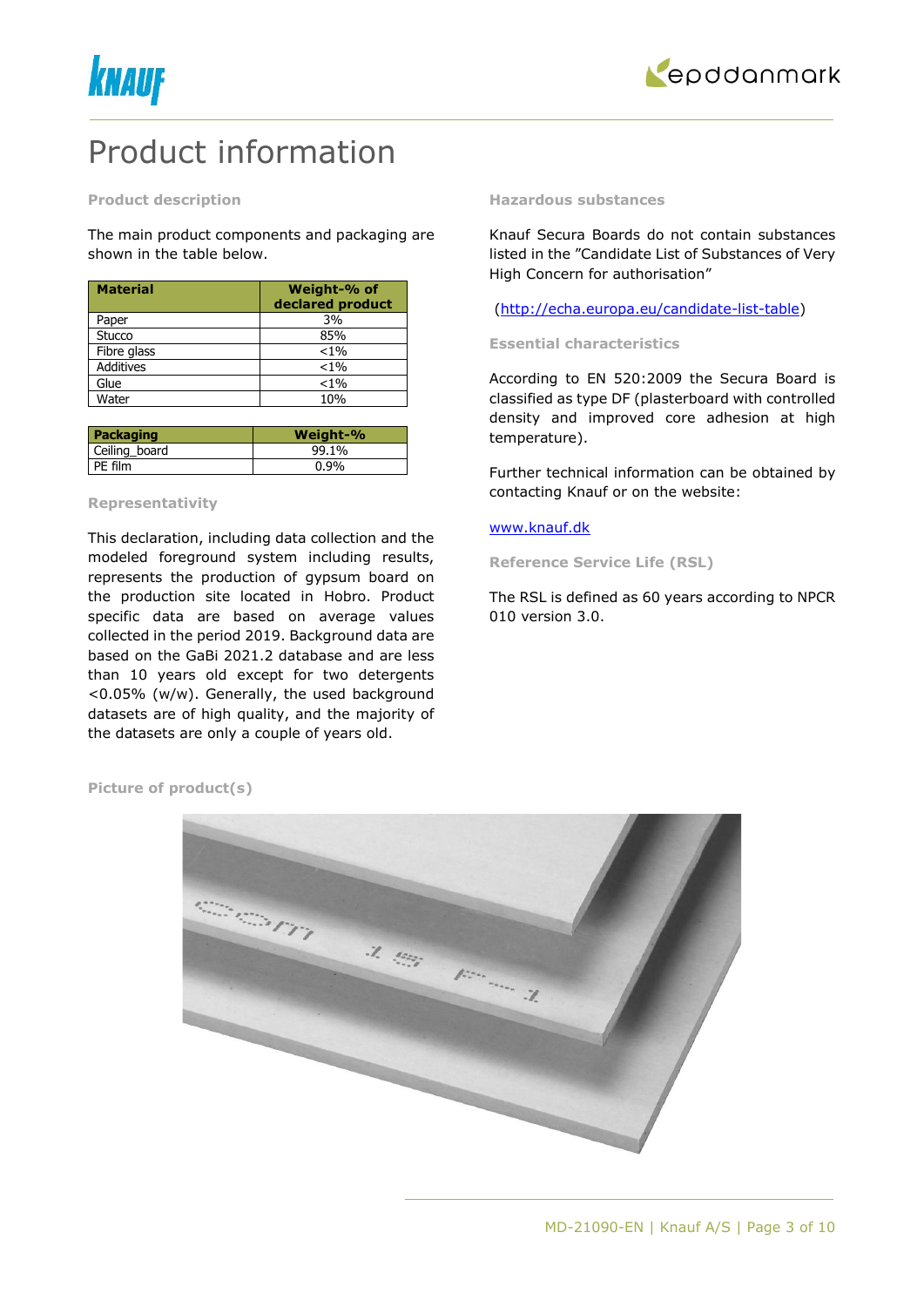# Product information

### Product description

The main product components and packaging are shown in the table below.

| Material | Weight-% of declared product |
|---|---|
| Paper | 3% |
| Stucco | 85% |
| Fibre glass | <1% |
| Additives | <1% |
| Glue | <1% |
| Water | 10% |

| Packaging | Weight-% |
|---|---|
| Ceiling_board | 99.1% |
| PE film | 0.9% |

### Representativity

This declaration, including data collection and the modeled foreground system including results, represents the production of gypsum board on the production site located in Hobro. Product specific data are based on average values collected in the period 2019. Background data are based on the GaBi 2021.2 database and are less than 10 years old except for two detergents <0.05% (w/w). Generally, the used background datasets are of high quality, and the majority of the datasets are only a couple of years old.

### Hazardous substances

Knauf Secura Boards do not contain substances listed in the "Candidate List of Substances of Very High Concern for authorisation"

(http://echa.europa.eu/candidate-list-table)

### Essential characteristics

According to EN 520:2009 the Secura Board is classified as type DF (plasterboard with controlled density and improved core adhesion at high temperature).

Further technical information can be obtained by contacting Knauf or on the website:

www.knauf.dk

### Reference Service Life (RSL)

The RSL is defined as 60 years according to NPCR 010 version 3.0.

### Picture of product(s)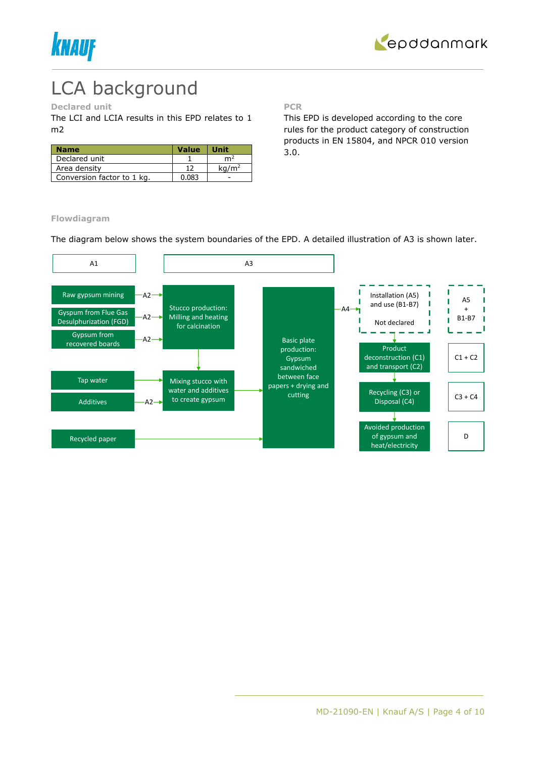# LCA background

### Declared unit

The LCI and LCIA results in this EPD relates to 1 m2

| Name | Value | Unit |
|---|---|---|
| Declared unit | 1 | $m^2$ |
| Area density | 12 | $kg/m^2$ |
| Conversion factor to 1 kg. | 0.083 | - |

### PCR

This EPD is developed according to the core rules for the product category of construction products in EN 15804, and NPCR 010 version 3.0.

### Flowdiagram

The diagram below shows the system boundaries of the EPD. A detailed illustration of A3 is shown later.

A1

- Raw gypsum mining —A2→ Stucco production: Milling and heating for calcination
- Gypsum from Flue Gas Desulphurization (FGD) —A2→ Stucco production: Milling and heating for calcination
- Gypsum from recovered boards —A2→ Stucco production: Milling and heating for calcination
- Tap water → Mixing stucco with water and additives to create gypsum
- Additives —A2→ Mixing stucco with water and additives to create gypsum
- Recycled paper → Basic plate production: Gypsum sandwiched between face papers + drying and cutting

A3

- Stucco production: Milling and heating for calcination → Mixing stucco with water and additives to create gypsum
- Mixing stucco with water and additives to create gypsum → Basic plate production: Gypsum sandwiched between face papers + drying and cutting
- Basic plate production —A4→ Installation (A5) and use (B1-B7) Not declared

Installation (A5) and use (B1-B7) Not declared → Product deconstruction (C1) and transport (C2) → Recycling (C3) or Disposal (C4) → Avoided production of gypsum and heat/electricity

A5 + B1-B7

C1 + C2

C3 + C4

D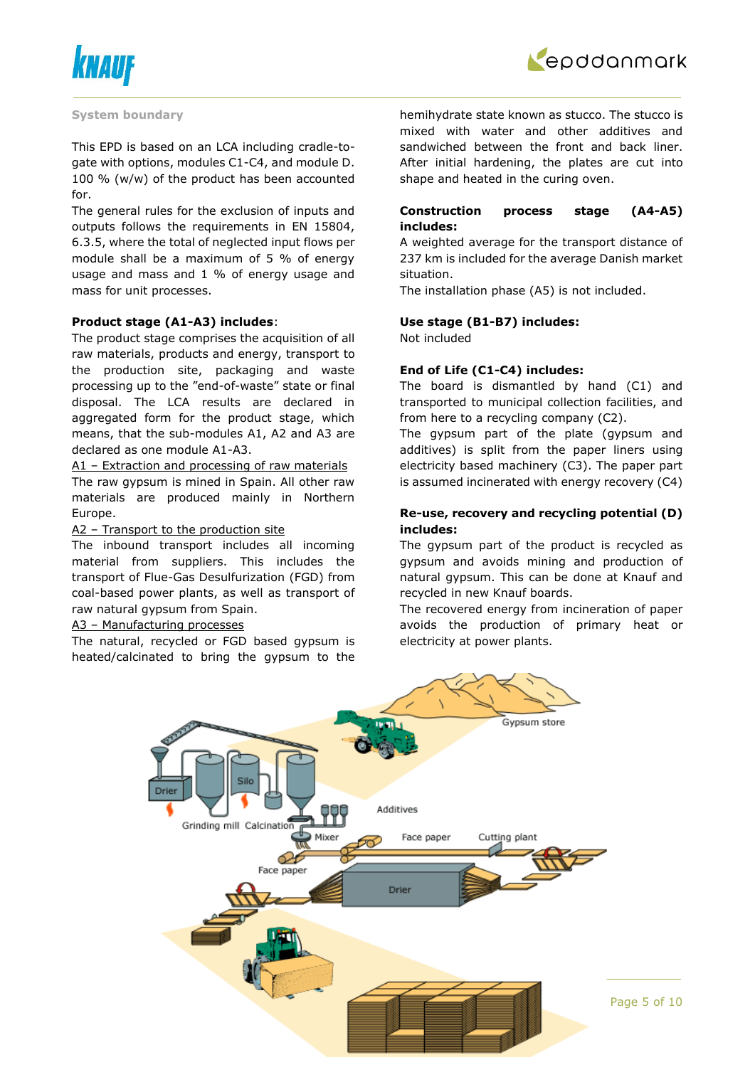## System boundary

This EPD is based on an LCA including cradle-to-gate with options, modules C1-C4, and module D. 100 % (w/w) of the product has been accounted for.

The general rules for the exclusion of inputs and outputs follows the requirements in EN 15804, 6.3.5, where the total of neglected input flows per module shall be a maximum of 5 % of energy usage and mass and 1 % of energy usage and mass for unit processes.

**Product stage (A1-A3) includes**:

The product stage comprises the acquisition of all raw materials, products and energy, transport to the production site, packaging and waste processing up to the "end-of-waste" state or final disposal. The LCA results are declared in aggregated form for the product stage, which means, that the sub-modules A1, A2 and A3 are declared as one module A1-A3.

A1 – Extraction and processing of raw materials

The raw gypsum is mined in Spain. All other raw materials are produced mainly in Northern Europe.

A2 – Transport to the production site

The inbound transport includes all incoming material from suppliers. This includes the transport of Flue-Gas Desulfurization (FGD) from coal-based power plants, as well as transport of raw natural gypsum from Spain.

A3 – Manufacturing processes

The natural, recycled or FGD based gypsum is heated/calcinated to bring the gypsum to the hemihydrate state known as stucco. The stucco is mixed with water and other additives and sandwiched between the front and back liner. After initial hardening, the plates are cut into shape and heated in the curing oven.

**Construction process stage (A4-A5) includes:**

A weighted average for the transport distance of 237 km is included for the average Danish market situation.

The installation phase (A5) is not included.

**Use stage (B1-B7) includes:**

Not included

**End of Life (C1-C4) includes:**

The board is dismantled by hand (C1) and transported to municipal collection facilities, and from here to a recycling company (C2).

The gypsum part of the plate (gypsum and additives) is split from the paper liners using electricity based machinery (C3). The paper part is assumed incinerated with energy recovery (C4)

**Re-use, recovery and recycling potential (D) includes:**

The gypsum part of the product is recycled as gypsum and avoids mining and production of natural gypsum. This can be done at Knauf and recycled in new Knauf boards.

The recovered energy from incineration of paper avoids the production of primary heat or electricity at power plants.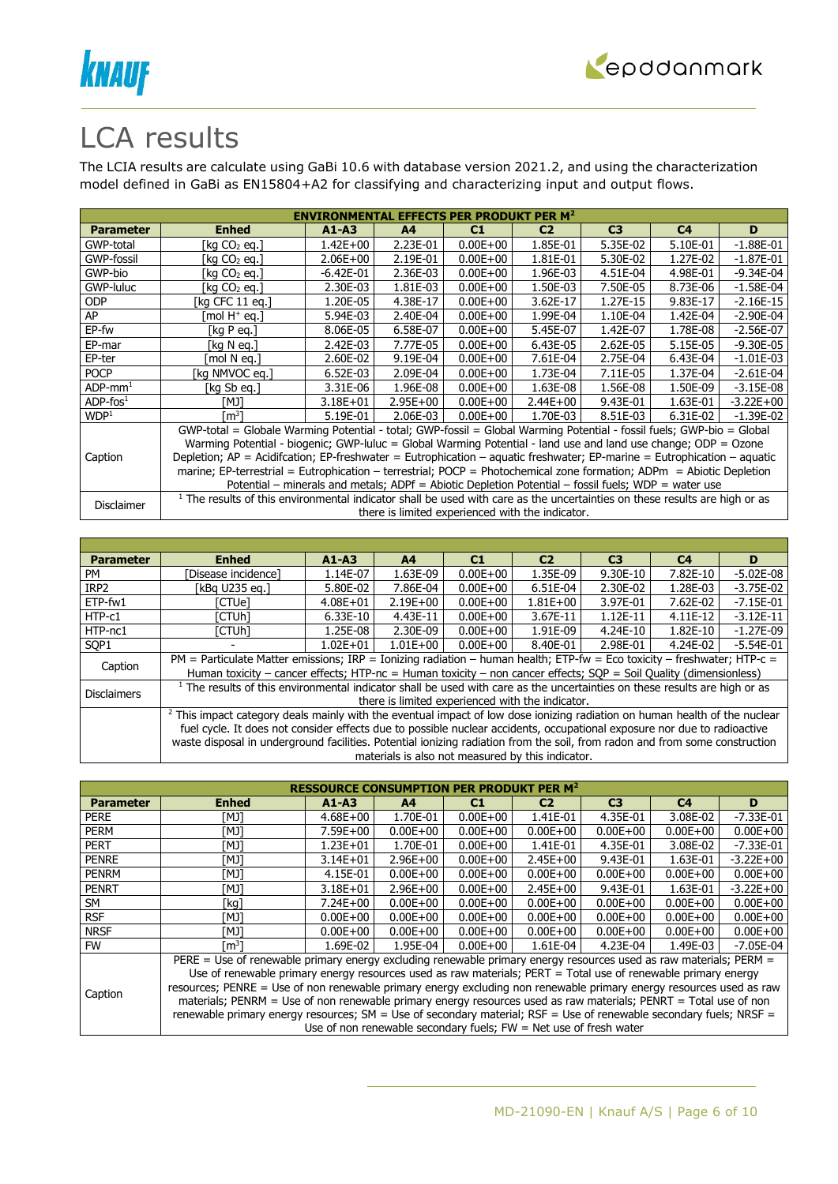# LCA results

The LCIA results are calculate using GaBi 10.6 with database version 2021.2, and using the characterization model defined in GaBi as EN15804+A2 for classifying and characterizing input and output flows.

| ENVIRONMENTAL EFFECTS PER PRODUKT PER M[2] | | | | | | | | |
|---|---|---|---|---|---|---|---|---|
| **Parameter** | **Enhed** | **A1-A3** | **A4** | **C1** | **C2** | **C3** | **C4** | **D** |
| GWP-total | [kg $CO_2$ eq.] | 1.42E+00 | 2.23E-01 | 0.00E+00 | 1.85E-01 | 5.35E-02 | 5.10E-01 | -1.88E-01 |
| GWP-fossil | [kg $CO_2$ eq.] | 2.06E+00 | 2.19E-01 | 0.00E+00 | 1.81E-01 | 5.30E-02 | 1.27E-02 | -1.87E-01 |
| GWP-bio | [kg $CO_2$ eq.] | -6.42E-01 | 2.36E-03 | 0.00E+00 | 1.96E-03 | 4.51E-04 | 4.98E-01 | -9.34E-04 |
| GWP-luluc | [kg $CO_2$ eq.] | 2.30E-03 | 1.81E-03 | 0.00E+00 | 1.50E-03 | 7.50E-05 | 8.73E-06 | -1.58E-04 |
| ODP | [kg CFC 11 eq.] | 1.20E-05 | 4.38E-17 | 0.00E+00 | 3.62E-17 | 1.27E-15 | 9.83E-17 | -2.16E-15 |
| AP | [mol $H^+$ eq.] | 5.94E-03 | 2.40E-04 | 0.00E+00 | 1.99E-04 | 1.10E-04 | 1.42E-04 | -2.90E-04 |
| EP-fw | [kg P eq.] | 8.06E-05 | 6.58E-07 | 0.00E+00 | 5.45E-07 | 1.42E-07 | 1.78E-08 | -2.56E-07 |
| EP-mar | [kg N eq.] | 2.42E-03 | 7.77E-05 | 0.00E+00 | 6.43E-05 | 2.62E-05 | 5.15E-05 | -9.30E-05 |
| EP-ter | [mol N eq.] | 2.60E-02 | 9.19E-04 | 0.00E+00 | 7.61E-04 | 2.75E-04 | 6.43E-04 | -1.01E-03 |
| POCP | [kg NMVOC eq.] | 6.52E-03 | 2.09E-04 | 0.00E+00 | 1.73E-04 | 7.11E-05 | 1.37E-04 | -2.61E-04 |
| ADP-mm[1] | [kg Sb eq.] | 3.31E-06 | 1.96E-08 | 0.00E+00 | 1.63E-08 | 1.56E-08 | 1.50E-09 | -3.15E-08 |
| ADP-fos[1] | [MJ] | 3.18E+01 | 2.95E+00 | 0.00E+00 | 2.44E+00 | 9.43E-01 | 1.63E-01 | -3.22E+00 |
| WDP[1] | [$m^3$] | 5.19E-01 | 2.06E-03 | 0.00E+00 | 1.70E-03 | 8.51E-03 | 6.31E-02 | -1.39E-02 |
| Caption | GWP-total = Globale Warming Potential - total; GWP-fossil = Global Warming Potential - fossil fuels; GWP-bio = Global Warming Potential - biogenic; GWP-luluc = Global Warming Potential - land use and land use change; ODP = Ozone Depletion; AP = Acidifcation; EP-freshwater = Eutrophication – aquatic freshwater; EP-marine = Eutrophication – aquatic marine; EP-terrestrial = Eutrophication – terrestrial; POCP = Photochemical zone formation; ADPm = Abiotic Depletion Potential – minerals and metals; ADPf = Abiotic Depletion Potential – fossil fuels; WDP = water use | | | | | | | |
| Disclaimer | [1] The results of this environmental indicator shall be used with care as the uncertainties on these results are high or as there is limited experienced with the indicator. | | | | | | | |

| **Parameter** | **Enhed** | **A1-A3** | **A4** | **C1** | **C2** | **C3** | **C4** | **D** |
|---|---|---|---|---|---|---|---|---|
| PM | [Disease incidence] | 1.14E-07 | 1.63E-09 | 0.00E+00 | 1.35E-09 | 9.30E-10 | 7.82E-10 | -5.02E-08 |
| IRP2 | [kBq U235 eq.] | 5.80E-02 | 7.86E-04 | 0.00E+00 | 6.51E-04 | 2.30E-02 | 1.28E-03 | -3.75E-02 |
| ETP-fw1 | [CTUe] | 4.08E+01 | 2.19E+00 | 0.00E+00 | 1.81E+00 | 3.97E-01 | 7.62E-02 | -7.15E-01 |
| HTP-c1 | [CTUh] | 6.33E-10 | 4.43E-11 | 0.00E+00 | 3.67E-11 | 1.12E-11 | 4.11E-12 | -3.12E-11 |
| HTP-nc1 | [CTUh] | 1.25E-08 | 2.30E-09 | 0.00E+00 | 1.91E-09 | 4.24E-10 | 1.82E-10 | -1.27E-09 |
| SQP1 | - | 1.02E+01 | 1.01E+00 | 0.00E+00 | 8.40E-01 | 2.98E-01 | 4.24E-02 | -5.54E-01 |
| Caption | PM = Particulate Matter emissions; IRP = Ionizing radiation – human health; ETP-fw = Eco toxicity – freshwater; HTP-c = Human toxicity – cancer effects; HTP-nc = Human toxicity – non cancer effects; SQP = Soil Quality (dimensionless) | | | | | | | |
| Disclaimers | [1] The results of this environmental indicator shall be used with care as the uncertainties on these results are high or as there is limited experienced with the indicator. | | | | | | | |
| | [2] This impact category deals mainly with the eventual impact of low dose ionizing radiation on human health of the nuclear fuel cycle. It does not consider effects due to possible nuclear accidents, occupational exposure nor due to radioactive waste disposal in underground facilities. Potential ionizing radiation from the soil, from radon and from some construction materials is also not measured by this indicator. | | | | | | | |

| RESSOURCE CONSUMPTION PER PRODUKT PER M[2] | | | | | | | | |
|---|---|---|---|---|---|---|---|---|
| **Parameter** | **Enhed** | **A1-A3** | **A4** | **C1** | **C2** | **C3** | **C4** | **D** |
| PERE | [MJ] | 4.68E+00 | 1.70E-01 | 0.00E+00 | 1.41E-01 | 4.35E-01 | 3.08E-02 | -7.33E-01 |
| PERM | [MJ] | 7.59E+00 | 0.00E+00 | 0.00E+00 | 0.00E+00 | 0.00E+00 | 0.00E+00 | 0.00E+00 |
| PERT | [MJ] | 1.23E+01 | 1.70E-01 | 0.00E+00 | 1.41E-01 | 4.35E-01 | 3.08E-02 | -7.33E-01 |
| PENRE | [MJ] | 3.14E+01 | 2.96E+00 | 0.00E+00 | 2.45E+00 | 9.43E-01 | 1.63E-01 | -3.22E+00 |
| PENRM | [MJ] | 4.15E-01 | 0.00E+00 | 0.00E+00 | 0.00E+00 | 0.00E+00 | 0.00E+00 | 0.00E+00 |
| PENRT | [MJ] | 3.18E+01 | 2.96E+00 | 0.00E+00 | 2.45E+00 | 9.43E-01 | 1.63E-01 | -3.22E+00 |
| SM | [kg] | 7.24E+00 | 0.00E+00 | 0.00E+00 | 0.00E+00 | 0.00E+00 | 0.00E+00 | 0.00E+00 |
| RSF | [MJ] | 0.00E+00 | 0.00E+00 | 0.00E+00 | 0.00E+00 | 0.00E+00 | 0.00E+00 | 0.00E+00 |
| NRSF | [MJ] | 0.00E+00 | 0.00E+00 | 0.00E+00 | 0.00E+00 | 0.00E+00 | 0.00E+00 | 0.00E+00 |
| FW | [$m^3$] | 1.69E-02 | 1.95E-04 | 0.00E+00 | 1.61E-04 | 4.23E-04 | 1.49E-03 | -7.05E-04 |
| Caption | PERE = Use of renewable primary energy excluding renewable primary energy resources used as raw materials; PERM = Use of renewable primary energy resources used as raw materials; PERT = Total use of renewable primary energy resources; PENRE = Use of non renewable primary energy excluding non renewable primary energy resources used as raw materials; PENRM = Use of non renewable primary energy resources used as raw materials; PENRT = Total use of non renewable primary energy resources; SM = Use of secondary material; RSF = Use of renewable secondary fuels; NRSF = Use of non renewable secondary fuels; FW = Net use of fresh water | | | | | | | |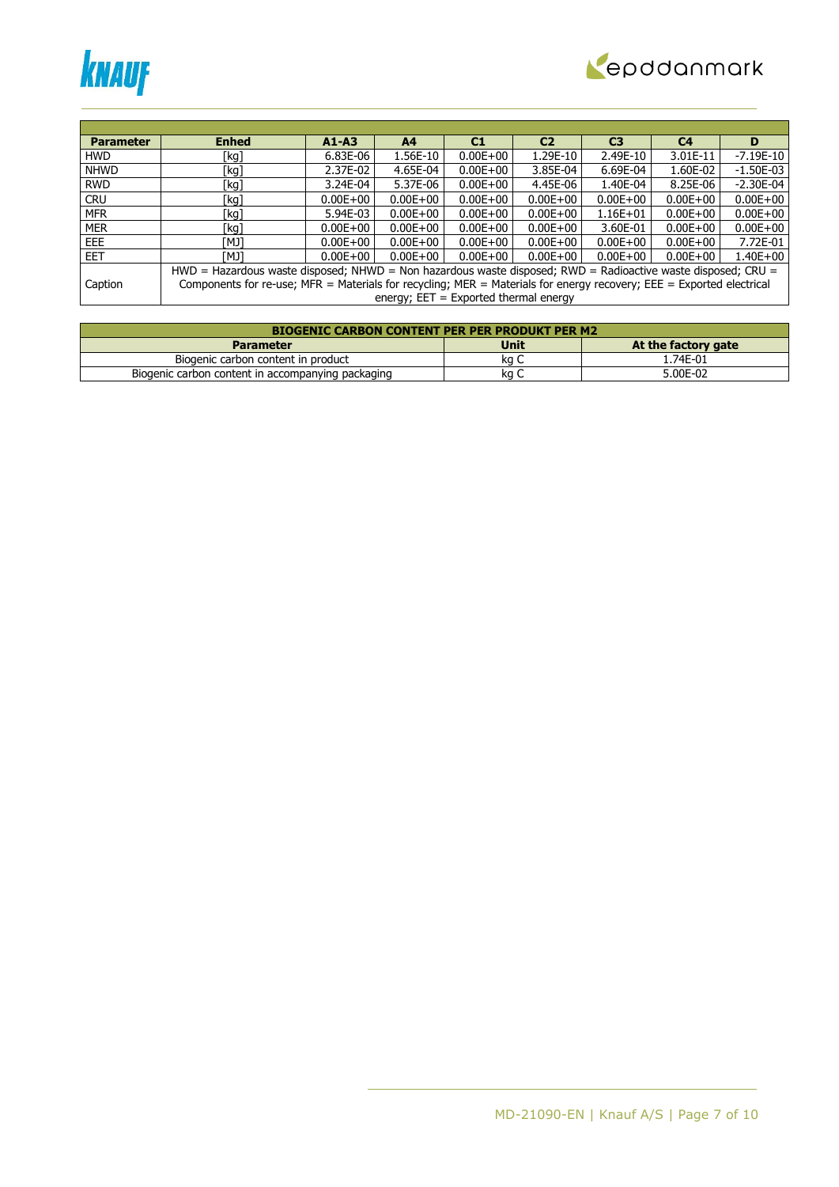| Parameter | Enhed | A1-A3 | A4 | C1 | C2 | C3 | C4 | D |
|---|---|---|---|---|---|---|---|---|
| HWD | [kg] | 6.83E-06 | 1.56E-10 | 0.00E+00 | 1.29E-10 | 2.49E-10 | 3.01E-11 | -7.19E-10 |
| NHWD | [kg] | 2.37E-02 | 4.65E-04 | 0.00E+00 | 3.85E-04 | 6.69E-04 | 1.60E-02 | -1.50E-03 |
| RWD | [kg] | 3.24E-04 | 5.37E-06 | 0.00E+00 | 4.45E-06 | 1.40E-04 | 8.25E-06 | -2.30E-04 |
| CRU | [kg] | 0.00E+00 | 0.00E+00 | 0.00E+00 | 0.00E+00 | 0.00E+00 | 0.00E+00 | 0.00E+00 |
| MFR | [kg] | 5.94E-03 | 0.00E+00 | 0.00E+00 | 0.00E+00 | 1.16E+01 | 0.00E+00 | 0.00E+00 |
| MER | [kg] | 0.00E+00 | 0.00E+00 | 0.00E+00 | 0.00E+00 | 3.60E-01 | 0.00E+00 | 0.00E+00 |
| EEE | [MJ] | 0.00E+00 | 0.00E+00 | 0.00E+00 | 0.00E+00 | 0.00E+00 | 0.00E+00 | 7.72E-01 |
| EET | [MJ] | 0.00E+00 | 0.00E+00 | 0.00E+00 | 0.00E+00 | 0.00E+00 | 0.00E+00 | 1.40E+00 |
| Caption | HWD = Hazardous waste disposed; NHWD = Non hazardous waste disposed; RWD = Radioactive waste disposed; CRU = Components for re-use; MFR = Materials for recycling; MER = Materials for energy recovery; EEE = Exported electrical energy; EET = Exported thermal energy | | | | | | | |

| BIOGENIC CARBON CONTENT PER PER PRODUKT PER M2 | | |
|---|---|---|
| **Parameter** | **Unit** | **At the factory gate** |
| Biogenic carbon content in product | kg C | 1.74E-01 |
| Biogenic carbon content in accompanying packaging | kg C | 5.00E-02 |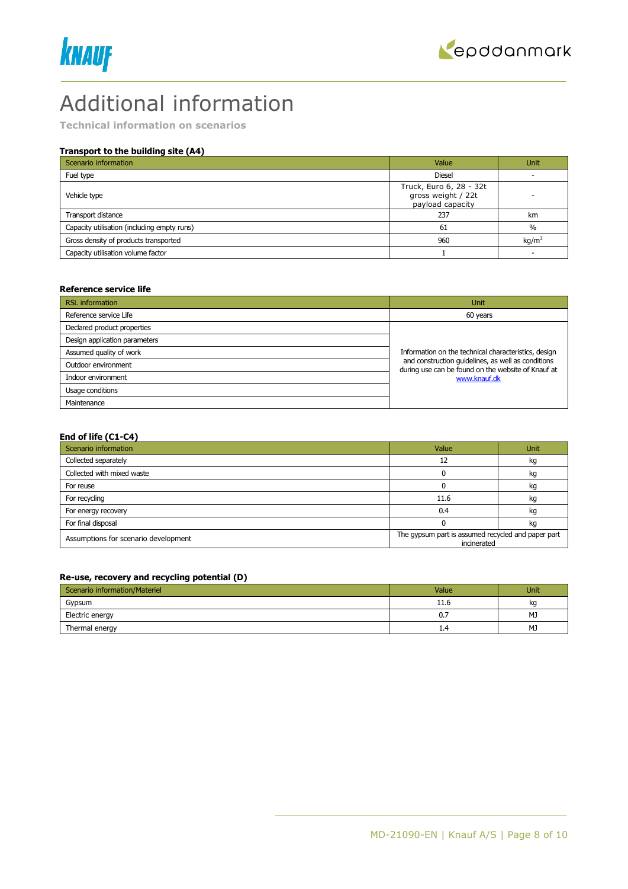# Additional information

**Technical information on scenarios**

### Transport to the building site (A4)

| Scenario information | Value | Unit |
|---|---|---|
| Fuel type | Diesel | - |
| Vehicle type | Truck, Euro 6, 28 - 32t gross weight / 22t payload capacity | - |
| Transport distance | 237 | km |
| Capacity utilisation (including empty runs) | 61 | % |
| Gross density of products transported | 960 | kg/m$^3$ |
| Capacity utilisation volume factor | 1 | - |

### Reference service life

| RSL information | Unit |
|---|---|
| Reference service Life | 60 years |
| Declared product properties | Information on the technical characteristics, design and construction guidelines, as well as conditions during use can be found on the website of Knauf at www.knauf.dk |
| Design application parameters | |
| Assumed quality of work | |
| Outdoor environment | |
| Indoor environment | |
| Usage conditions | |
| Maintenance | |

### End of life (C1-C4)

| Scenario information | Value | Unit |
|---|---|---|
| Collected separately | 12 | kg |
| Collected with mixed waste | 0 | kg |
| For reuse | 0 | kg |
| For recycling | 11.6 | kg |
| For energy recovery | 0.4 | kg |
| For final disposal | 0 | kg |
| Assumptions for scenario development | The gypsum part is assumed recycled and paper part incinerated | |

### Re-use, recovery and recycling potential (D)

| Scenario information/Materiel | Value | Unit |
|---|---|---|
| Gypsum | 11.6 | kg |
| Electric energy | 0.7 | MJ |
| Thermal energy | 1.4 | MJ |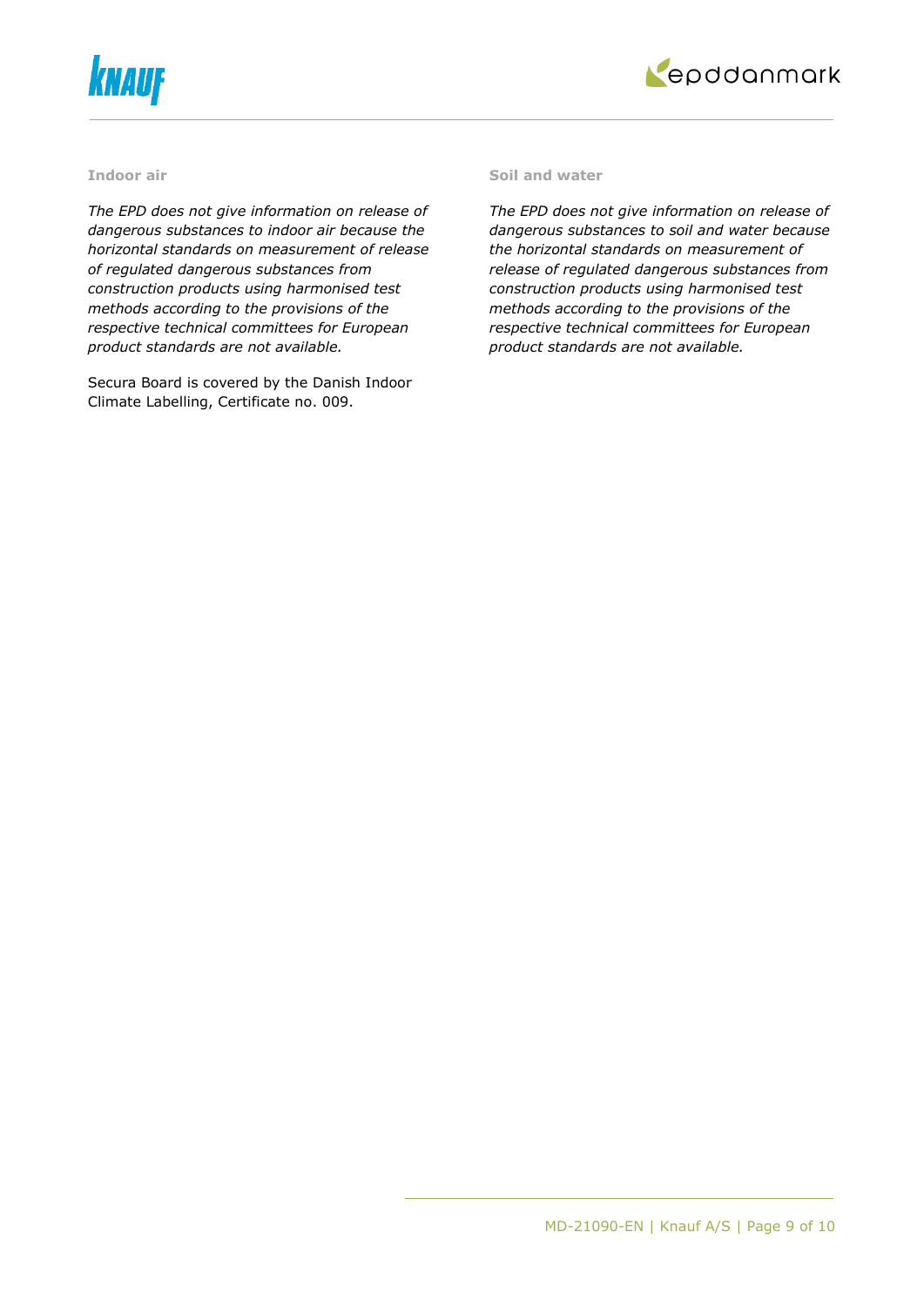### Indoor air

*The EPD does not give information on release of dangerous substances to indoor air because the horizontal standards on measurement of release of regulated dangerous substances from construction products using harmonised test methods according to the provisions of the respective technical committees for European product standards are not available.*

Secura Board is covered by the Danish Indoor Climate Labelling, Certificate no. 009.

### Soil and water

*The EPD does not give information on release of dangerous substances to soil and water because the horizontal standards on measurement of release of regulated dangerous substances from construction products using harmonised test methods according to the provisions of the respective technical committees for European product standards are not available.*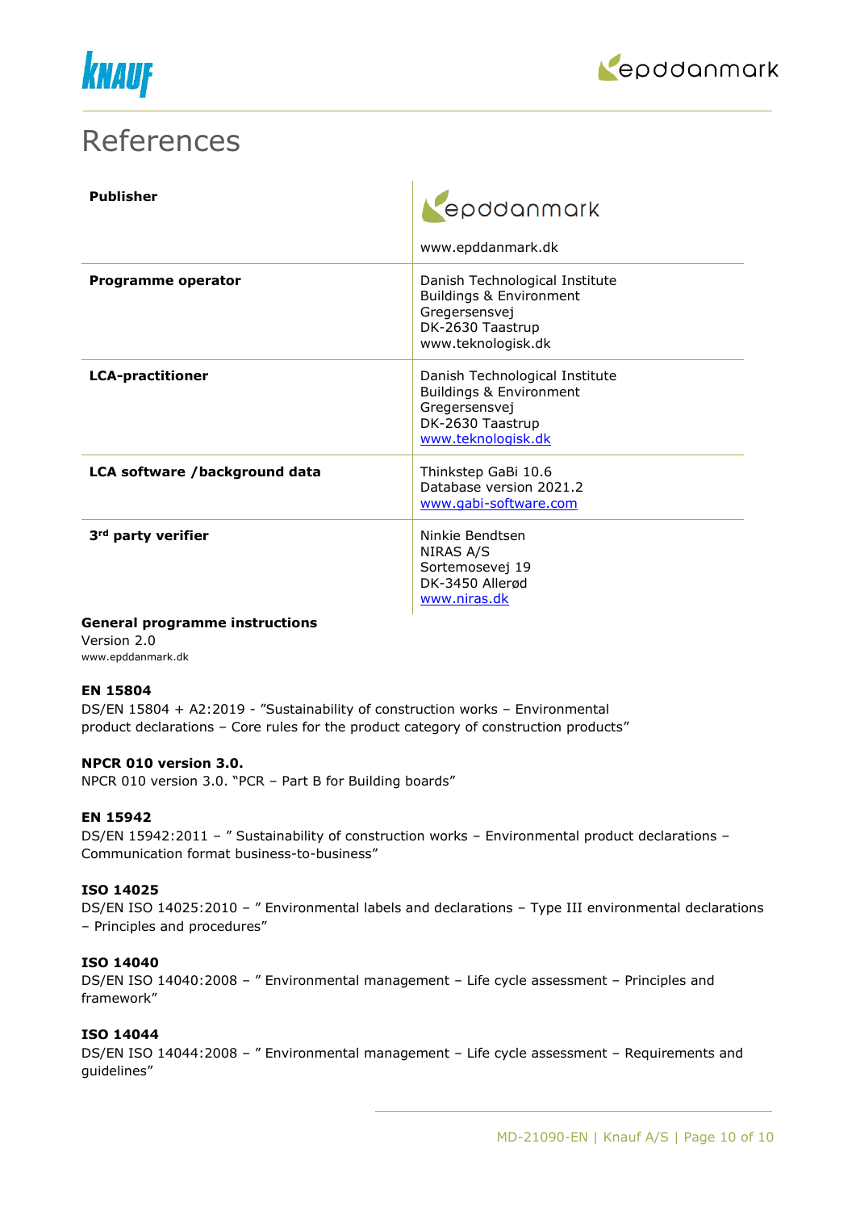# References

| | |
|---|---|
| **Publisher** | epddanmark<br>www.epddanmark.dk |
| **Programme operator** | Danish Technological Institute<br>Buildings & Environment<br>Gregersensvej<br>DK-2630 Taastrup<br>www.teknologisk.dk |
| **LCA-practitioner** | Danish Technological Institute<br>Buildings & Environment<br>Gregersensvej<br>DK-2630 Taastrup<br>www.teknologisk.dk |
| **LCA software /background data** | Thinkstep GaBi 10.6<br>Database version 2021.2<br>www.gabi-software.com |
| **3rd party verifier** | Ninkie Bendtsen<br>NIRAS A/S<br>Sortemosevej 19<br>DK-3450 Allerød<br>www.niras.dk |

**General programme instructions**
Version 2.0
www.epddanmark.dk

**EN 15804**
DS/EN 15804 + A2:2019 - "Sustainability of construction works – Environmental product declarations – Core rules for the product category of construction products"

**NPCR 010 version 3.0.**
NPCR 010 version 3.0. "PCR – Part B for Building boards"

**EN 15942**
DS/EN 15942:2011 – " Sustainability of construction works – Environmental product declarations – Communication format business-to-business"

**ISO 14025**
DS/EN ISO 14025:2010 – " Environmental labels and declarations – Type III environmental declarations – Principles and procedures"

**ISO 14040**
DS/EN ISO 14040:2008 – " Environmental management – Life cycle assessment – Principles and framework"

**ISO 14044**
DS/EN ISO 14044:2008 – " Environmental management – Life cycle assessment – Requirements and guidelines"